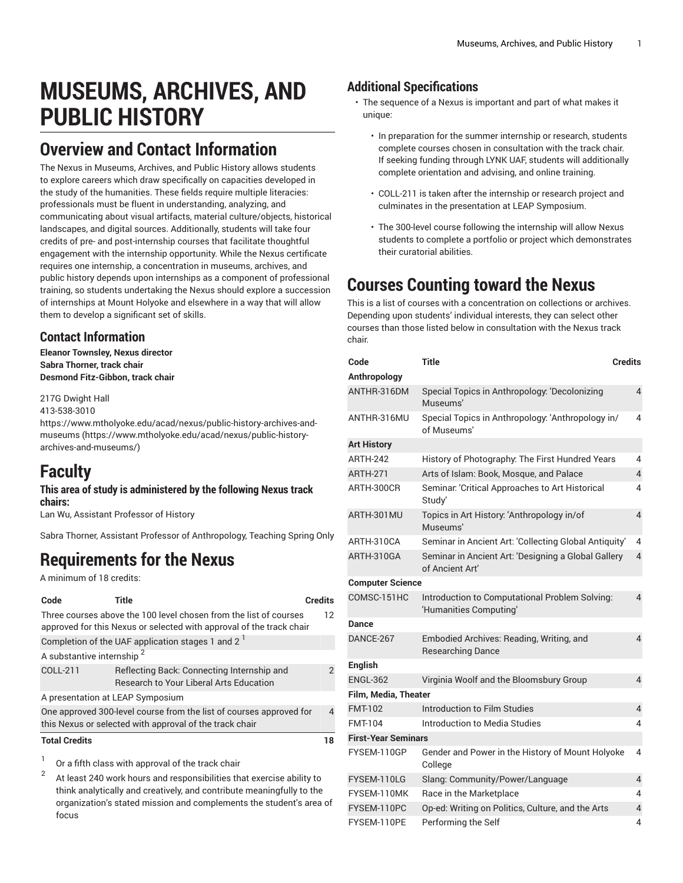# MUSEUMS, ARCHIVES, AND PUBLIC HISTORY

## Overview and Contact Information

The Nexus in Museums, Archives, and Public History allows students to explore careers which draw specifically on capacities developed in the study of the humanities. These fields require multiple literacies: professionals must be fluent in understanding, analyzing, and communicating about visual artifacts, material culture/objects, historical landscapes, and digital sources. Additionally, students will take four credits of pre- and post-internship courses that facilitate thoughtful engagement with the internship opportunity. While the Nexus certificate requires one internship, a concentration in museums, archives, and public history depends upon internships as a component of professional training, so students undertaking the Nexus should explore a succession of internships at Mount Holyoke and elsewhere in a way that will allow them to develop a significant set of skills.

### Contact Information

**Eleanor Townsley, Nexus director**
**Sabra Thorner, track chair**
**Desmond Fitz-Gibbon, track chair**

217G Dwight Hall
413-538-3010
https://www.mtholyoke.edu/acad/nexus/public-history-archives-and-museums (https://www.mtholyoke.edu/acad/nexus/public-history-archives-and-museums/)

## Faculty

### This area of study is administered by the following Nexus track chairs:

Lan Wu, Assistant Professor of History

Sabra Thorner, Assistant Professor of Anthropology, Teaching Spring Only

## Requirements for the Nexus

A minimum of 18 credits:

| Code | Title | Credits |
|---|---|---|
| Three courses above the 100 level chosen from the list of courses approved for this Nexus or selected with approval of the track chair | | 12 |
| Completion of the UAF application stages 1 and 2 [1] | | |
| A substantive internship [2] | | |
| COLL-211 | Reflecting Back: Connecting Internship and Research to Your Liberal Arts Education | 2 |
| A presentation at LEAP Symposium | | |
| One approved 300-level course from the list of courses approved for this Nexus or selected with approval of the track chair | | 4 |
| **Total Credits** | | **18** |

[1] Or a fifth class with approval of the track chair

[2] At least 240 work hours and responsibilities that exercise ability to think analytically and creatively, and contribute meaningfully to the organization's stated mission and complements the student's area of focus

### Additional Specifications

- The sequence of a Nexus is important and part of what makes it unique:
  - In preparation for the summer internship or research, students complete courses chosen in consultation with the track chair. If seeking funding through LYNK UAF, students will additionally complete orientation and advising, and online training.
  - COLL-211 is taken after the internship or research project and culminates in the presentation at LEAP Symposium.
  - The 300-level course following the internship will allow Nexus students to complete a portfolio or project which demonstrates their curatorial abilities.

## Courses Counting toward the Nexus

This is a list of courses with a concentration on collections or archives. Depending upon students' individual interests, they can select other courses than those listed below in consultation with the Nexus track chair.

| Code | Title | Credits |
|---|---|---|
| **Anthropology** | | |
| ANTHR-316DM | Special Topics in Anthropology: 'Decolonizing Museums' | 4 |
| ANTHR-316MU | Special Topics in Anthropology: 'Anthropology in/of Museums' | 4 |
| **Art History** | | |
| ARTH-242 | History of Photography: The First Hundred Years | 4 |
| ARTH-271 | Arts of Islam: Book, Mosque, and Palace | 4 |
| ARTH-300CR | Seminar: 'Critical Approaches to Art Historical Study' | 4 |
| ARTH-301MU | Topics in Art History: 'Anthropology in/of Museums' | 4 |
| ARTH-310CA | Seminar in Ancient Art: 'Collecting Global Antiquity' | 4 |
| ARTH-310GA | Seminar in Ancient Art: 'Designing a Global Gallery of Ancient Art' | 4 |
| **Computer Science** | | |
| COMSC-151HC | Introduction to Computational Problem Solving: 'Humanities Computing' | 4 |
| **Dance** | | |
| DANCE-267 | Embodied Archives: Reading, Writing, and Researching Dance | 4 |
| **English** | | |
| ENGL-362 | Virginia Woolf and the Bloomsbury Group | 4 |
| **Film, Media, Theater** | | |
| FMT-102 | Introduction to Film Studies | 4 |
| FMT-104 | Introduction to Media Studies | 4 |
| **First-Year Seminars** | | |
| FYSEM-110GP | Gender and Power in the History of Mount Holyoke College | 4 |
| FYSEM-110LG | Slang: Community/Power/Language | 4 |
| FYSEM-110MK | Race in the Marketplace | 4 |
| FYSEM-110PC | Op-ed: Writing on Politics, Culture, and the Arts | 4 |
| FYSEM-110PE | Performing the Self | 4 |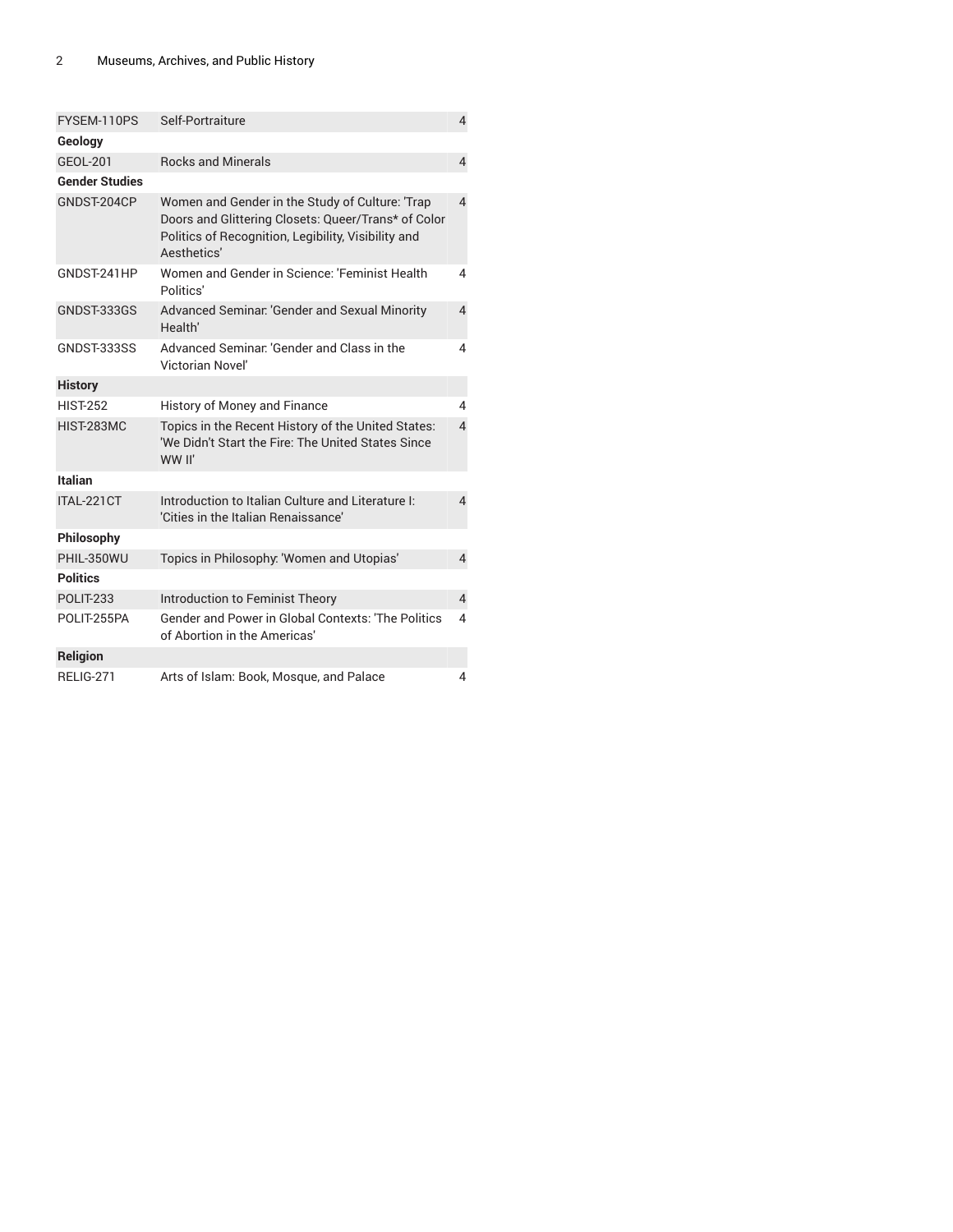| | | |
|---|---|---|
| FYSEM-110PS | Self-Portraiture | 4 |
| **Geology** | | |
| GEOL-201 | Rocks and Minerals | 4 |
| **Gender Studies** | | |
| GNDST-204CP | Women and Gender in the Study of Culture: 'Trap Doors and Glittering Closets: Queer/Trans* of Color Politics of Recognition, Legibility, Visibility and Aesthetics' | 4 |
| GNDST-241HP | Women and Gender in Science: 'Feminist Health Politics' | 4 |
| GNDST-333GS | Advanced Seminar: 'Gender and Sexual Minority Health' | 4 |
| GNDST-333SS | Advanced Seminar: 'Gender and Class in the Victorian Novel' | 4 |
| **History** | | |
| HIST-252 | History of Money and Finance | 4 |
| HIST-283MC | Topics in the Recent History of the United States: 'We Didn't Start the Fire: The United States Since WW II' | 4 |
| **Italian** | | |
| ITAL-221CT | Introduction to Italian Culture and Literature I: 'Cities in the Italian Renaissance' | 4 |
| **Philosophy** | | |
| PHIL-350WU | Topics in Philosophy: 'Women and Utopias' | 4 |
| **Politics** | | |
| POLIT-233 | Introduction to Feminist Theory | 4 |
| POLIT-255PA | Gender and Power in Global Contexts: 'The Politics of Abortion in the Americas' | 4 |
| **Religion** | | |
| RELIG-271 | Arts of Islam: Book, Mosque, and Palace | 4 |